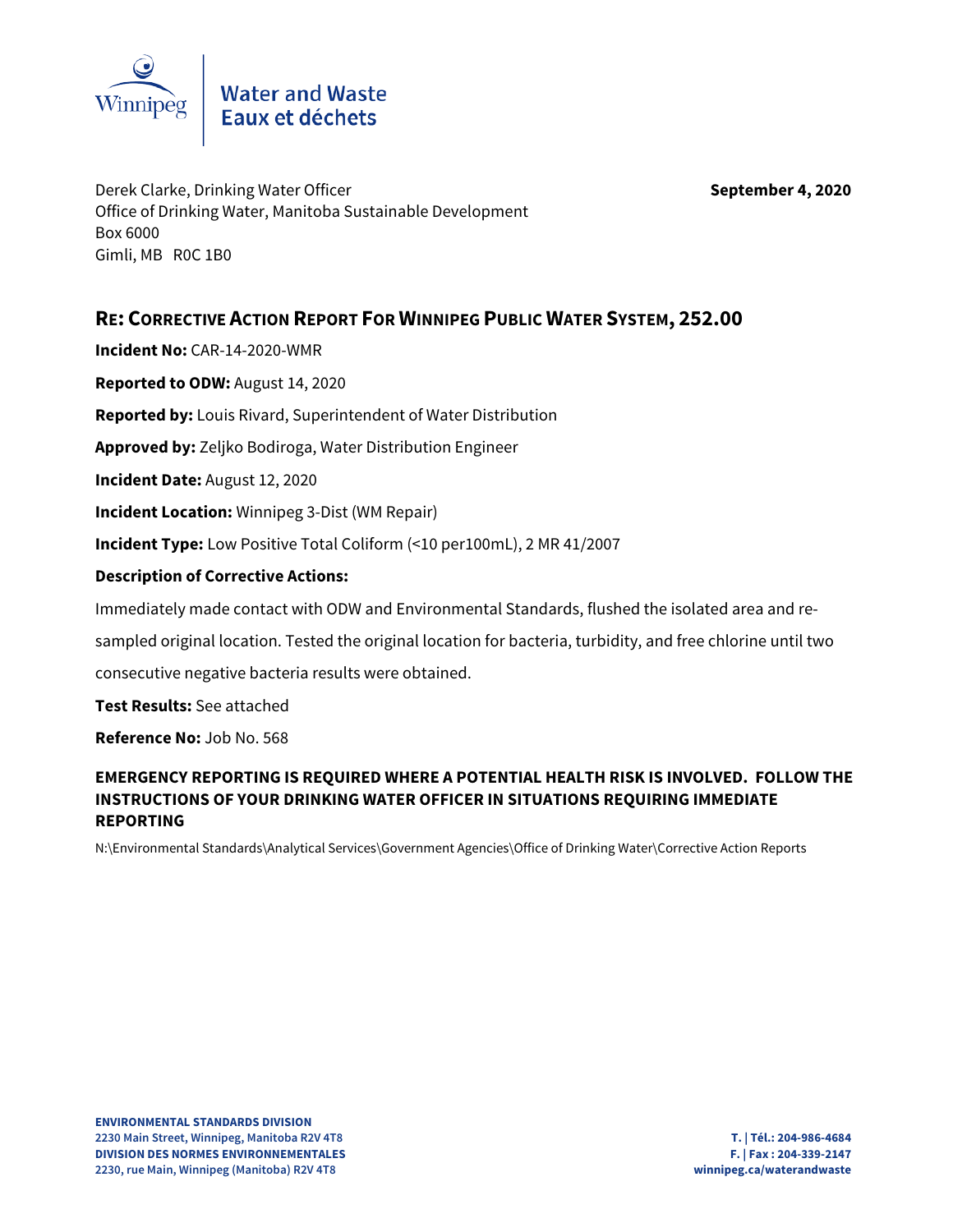Water and Waste
Eaux et déchets

Derek Clarke, Drinking Water Officer
Office of Drinking Water, Manitoba Sustainable Development
Box 6000
Gimli, MB R0C 1B0

**September 4, 2020**

## RE: CORRECTIVE ACTION REPORT FOR WINNIPEG PUBLIC WATER SYSTEM, 252.00

**Incident No:** CAR-14-2020-WMR

**Reported to ODW:** August 14, 2020

**Reported by:** Louis Rivard, Superintendent of Water Distribution

**Approved by:** Zeljko Bodiroga, Water Distribution Engineer

**Incident Date:** August 12, 2020

**Incident Location:** Winnipeg 3-Dist (WM Repair)

**Incident Type:** Low Positive Total Coliform (<10 per100mL), 2 MR 41/2007

**Description of Corrective Actions:**

Immediately made contact with ODW and Environmental Standards, flushed the isolated area and re-sampled original location. Tested the original location for bacteria, turbidity, and free chlorine until two consecutive negative bacteria results were obtained.

**Test Results:** See attached

**Reference No:** Job No. 568

**EMERGENCY REPORTING IS REQUIRED WHERE A POTENTIAL HEALTH RISK IS INVOLVED. FOLLOW THE INSTRUCTIONS OF YOUR DRINKING WATER OFFICER IN SITUATIONS REQUIRING IMMEDIATE REPORTING**

N:\Environmental Standards\Analytical Services\Government Agencies\Office of Drinking Water\Corrective Action Reports

**ENVIRONMENTAL STANDARDS DIVISION**
**2230 Main Street, Winnipeg, Manitoba R2V 4T8**
**DIVISION DES NORMES ENVIRONNEMENTALES**
**2230, rue Main, Winnipeg (Manitoba) R2V 4T8**

**T. | Tél.: 204-986-4684**
**F. | Fax : 204-339-2147**
**winnipeg.ca/waterandwaste**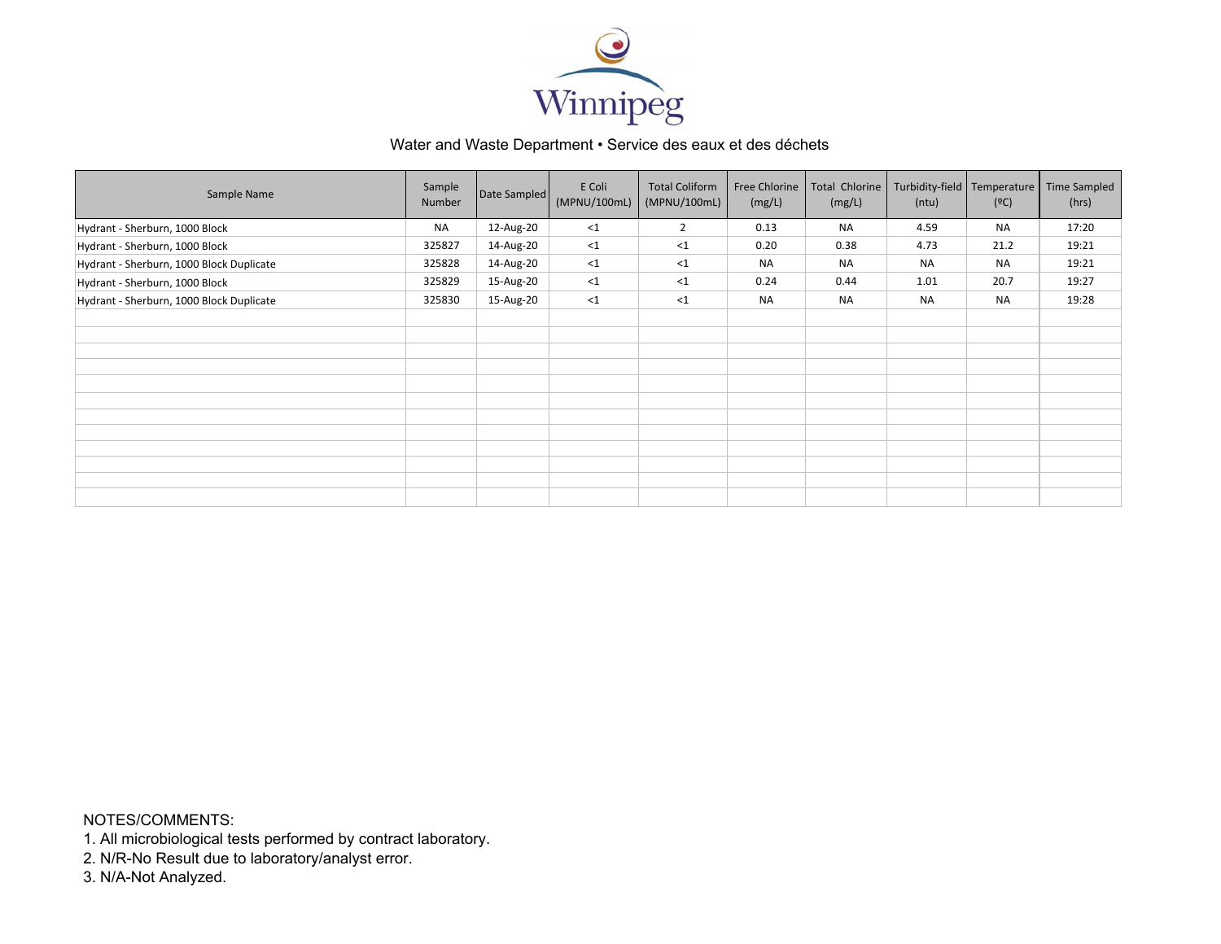Winnipeg

Water and Waste Department • Service des eaux et des déchets

| Sample Name | Sample Number | Date Sampled | E Coli (MPNU/100mL) | Total Coliform (MPNU/100mL) | Free Chlorine (mg/L) | Total Chlorine (mg/L) | Turbidity-field (ntu) | Temperature (ºC) | Time Sampled (hrs) |
|---|---|---|---|---|---|---|---|---|---|
| Hydrant - Sherburn, 1000 Block | NA | 12-Aug-20 | <1 | 2 | 0.13 | NA | 4.59 | NA | 17:20 |
| Hydrant - Sherburn, 1000 Block | 325827 | 14-Aug-20 | <1 | <1 | 0.20 | 0.38 | 4.73 | 21.2 | 19:21 |
| Hydrant - Sherburn, 1000 Block Duplicate | 325828 | 14-Aug-20 | <1 | <1 | NA | NA | NA | NA | 19:21 |
| Hydrant - Sherburn, 1000 Block | 325829 | 15-Aug-20 | <1 | <1 | 0.24 | 0.44 | 1.01 | 20.7 | 19:27 |
| Hydrant - Sherburn, 1000 Block Duplicate | 325830 | 15-Aug-20 | <1 | <1 | NA | NA | NA | NA | 19:28 |

NOTES/COMMENTS:

1. All microbiological tests performed by contract laboratory.
2. N/R-No Result due to laboratory/analyst error.
3. N/A-Not Analyzed.